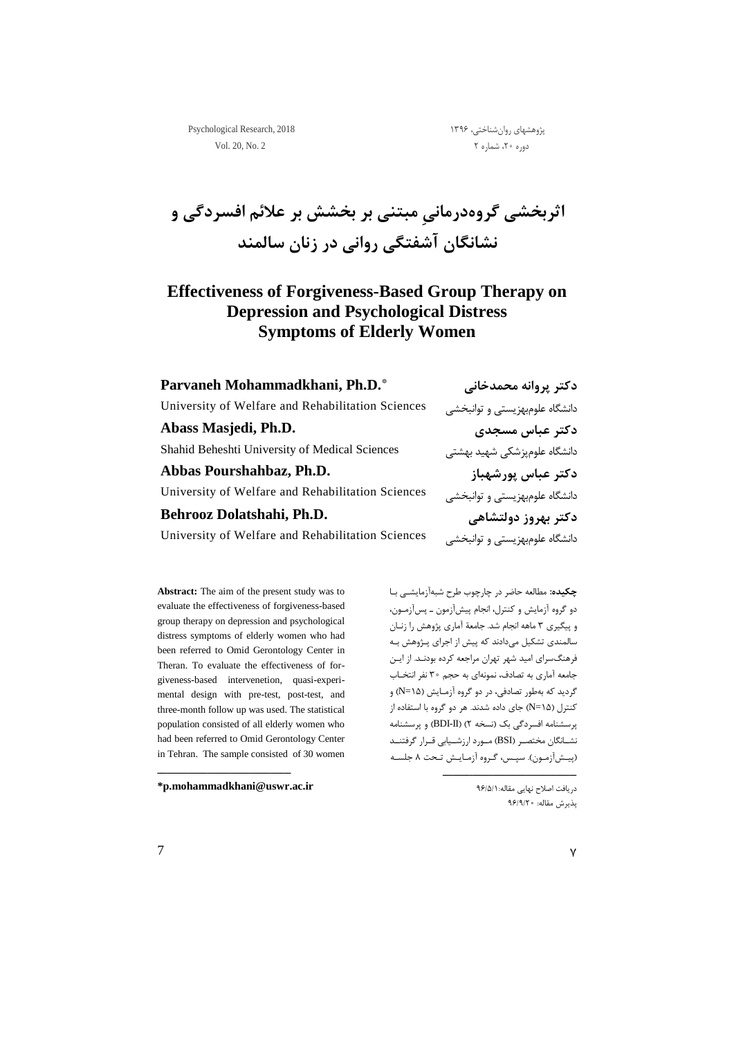# اثربخشی گروه‌درمانیِ مبتنی بر بخشش بر علائم افسردگی و نشانگان آشفتگی روانی در زنان سالمند

# Effectiveness of Forgiveness-Based Group Therapy on Depression and Psychological Distress Symptoms of Elderly Women

**دکتر پروانه محمدخانی**
دانشگاه علوم‌بهزیستی و توانبخشی

**دکتر عباس مسجدی**
دانشگاه علوم‌پزشکی شهید بهشتی

**دکتر عباس پورشهباز**
دانشگاه علوم‌بهزیستی و توانبخشی

**دکتر بهروز دولتشاهی**
دانشگاه علوم‌بهزیستی و توانبخشی

**Parvaneh Mohammadkhani, Ph.D.***
University of Welfare and Rehabilitation Sciences

**Abass Masjedi, Ph.D.**
Shahid Beheshti University of Medical Sciences

**Abbas Pourshahbaz, Ph.D.**
University of Welfare and Rehabilitation Sciences

**Behrooz Dolatshahi, Ph.D.**
University of Welfare and Rehabilitation Sciences

**چکیده:** مطالعه حاضر در چارچوب طرح شبه‌آزمایشی با دو گروه آزمایش و کنترل، انجام پیش‌آزمون ـ پس‌آزمون، و پیگیری ۳ ماهه انجام شد. جامعهٔ آماری پژوهش را زنان سالمندی تشکیل می‌دادند که پیش از اجرای پژوهش به فرهنگسرای امید شهر تهران مراجعه کرده بودند. از این جامعه آماری به تصادف، نمونه‌ای به حجم ۳۰ نفر انتخاب گردید که به‌طور تصادفی، در دو گروه آزمایش (N=۱۵) و کنترل (N=۱۵) جای داده شدند. هر دو گروه با استفاده از پرسشنامه افسردگی بک (نسخه ۲) (BDI-II) و پرسشنامه نشانگان مختصر (BSI) مورد ارزشیابی قرار گرفتند (پیش‌آزمون). سپس، گروه آزمایش تحت ۸ جلسه

**Abstract:** The aim of the present study was to evaluate the effectiveness of forgiveness-based group therapy on depression and psychological distress symptoms of elderly women who had been referred to Omid Gerontology Center in Theran. To evaluate the effectiveness of forgiveness-based intervenetion, quasi-experimental design with pre-test, post-test, and three-month follow up was used. The statistical population consisted of all elderly women who had been referred to Omid Gerontology Center in Tehran. The sample consisted of 30 women

دریافت اصلاح نهایی مقاله: ۹۶/۵/۱
پذیرش مقاله: ۹۶/۹/۲۰

*p.mohammadkhani@uswr.ac.ir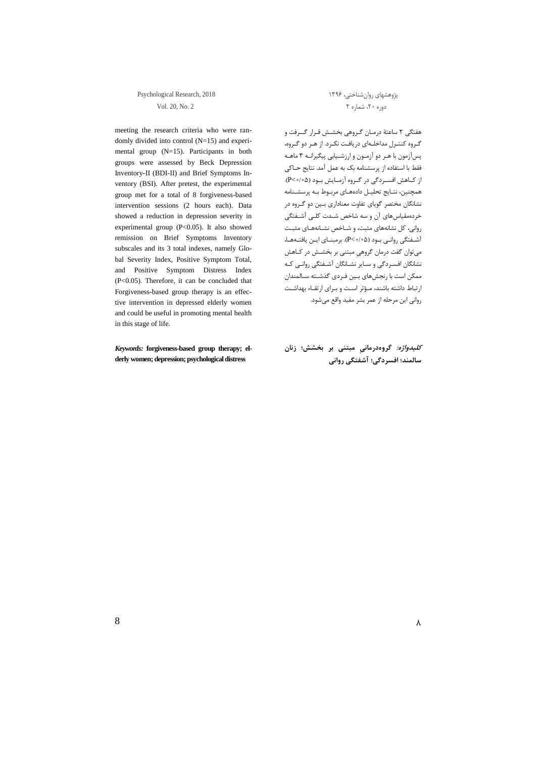هفتگی ۲ ساعتهٔ درمـان گـروهی بخشـش قـرار گـرفت و گـروه کنتـرل مداخلـه‌ای دریافـت نکـرد. از هـر دو گـروه، پس‌آزمون با هـر دو آزمـون و ارزشـیابی پیگیرانـه ۳ ماهـه فقط با استفاده از پرسشنامه بک به عمل آمد. نتایج حـاکی از کـاهش افسـردگی در گـروه آزمـایش بـود (P<۰/۰۵). همچنین، نتـایج تحلیـل داده‌هـای مربـوط بـه پرسشـنامه نشانگان مختصر گویای تفاوت معناداری بـین دو گـروه در خرده‌مقیاس‌های آن و سه شاخص شـدت کلـی آشـفتگی روانی، کل نشانه‌های مثبت، و شـاخص نشـانه‌هـای مثبـت آشـفتگی روانـی بـود (P<۰/۰۵). برمبنـای ایـن یافتـه‌هـا، می‌توان گفت درمان گروهیِ مبتنی بر بخشـش در کـاهش نشانگان افسـردگی و سـایر نشـانگان آشـفتگی روانـی کـه ممکن است با رنجش‌های بـین فـردی گذشـته سـالمندان ارتباط داشته باشند، مـؤثر اسـت و بـرای ارتقـاء بهداشـت روانی این مرحله از عمر بشر مفید واقع می‌شود.

***کلیدواژه:* گروه‌درمانیِ مبتنی بر بخشش؛ زنان سالمند؛ افسردگی؛ آشفتگی روانی**

meeting the research criteria who were randomly divided into control (N=15) and experimental group (N=15). Participants in both groups were assessed by Beck Depression Inventory-II (BDI-II) and Brief Symptoms Inventory (BSI). After pretest, the experimental group met for a total of 8 forgiveness-based intervention sessions (2 hours each). Data showed a reduction in depression severity in experimental group ($P<0.05$). It also showed remission on Brief Symptoms Inventory subscales and its 3 total indexes, namely Global Severity Index, Positive Symptom Total, and Positive Symptom Distress Index ($P<0.05$). Therefore, it can be concluded that Forgiveness-based group therapy is an effective intervention in depressed elderly women and could be useful in promoting mental health in this stage of life.

***Keywords:* forgiveness-based group therapy; elderly women; depression; psychological distress**